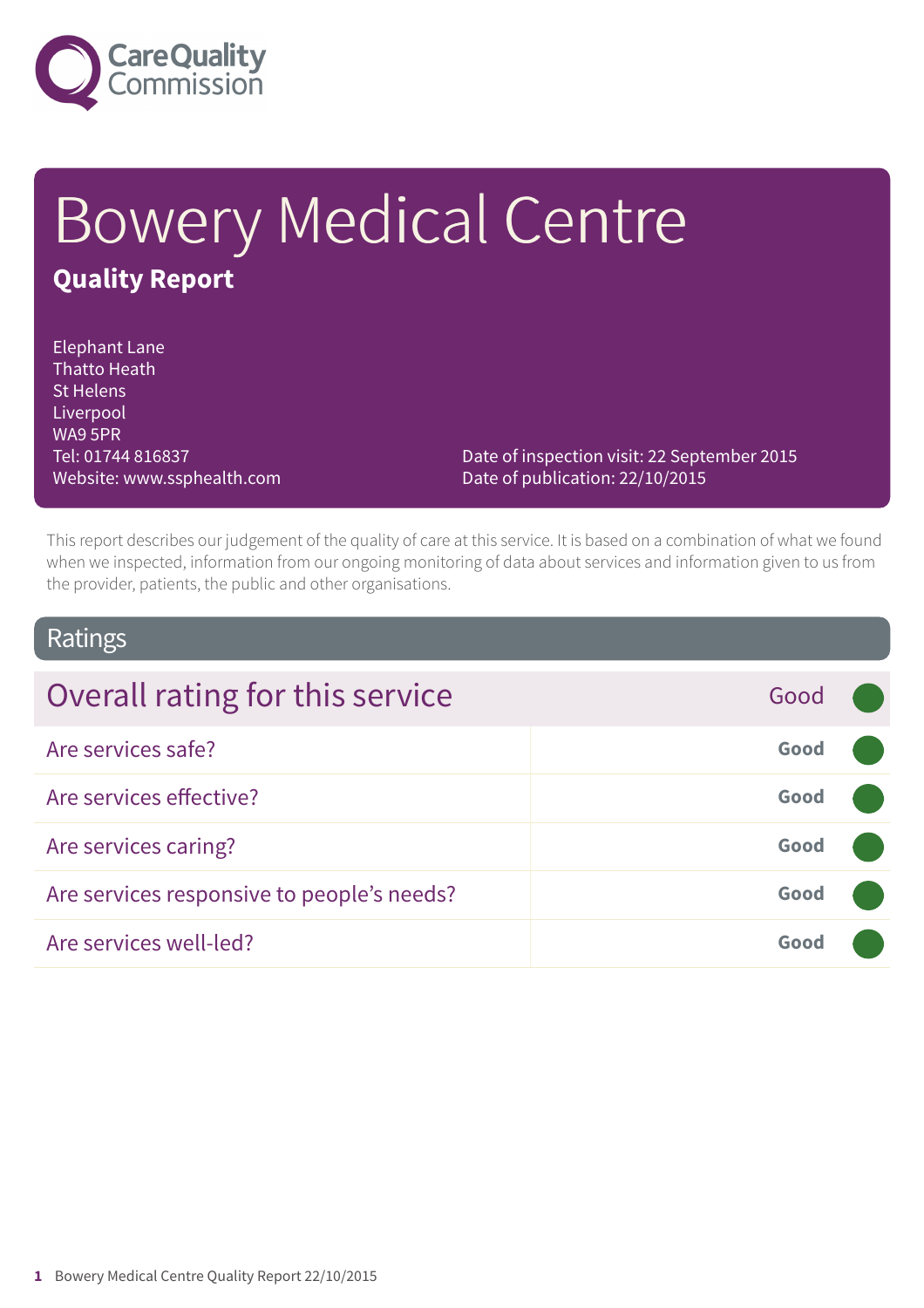Care Quality Commission

# Bowery Medical Centre

## Quality Report

Elephant Lane
Thatto Heath
St Helens
Liverpool
WA9 5PR
Tel: 01744 816837
Website: www.ssphealth.com

Date of inspection visit: 22 September 2015
Date of publication: 22/10/2015

This report describes our judgement of the quality of care at this service. It is based on a combination of what we found when we inspected, information from our ongoing monitoring of data about services and information given to us from the provider, patients, the public and other organisations.

## Ratings

| Overall rating for this service | Good |
| --- | --- |
| Are services safe? | Good |
| Are services effective? | Good |
| Are services caring? | Good |
| Are services responsive to people's needs? | Good |
| Are services well-led? | Good |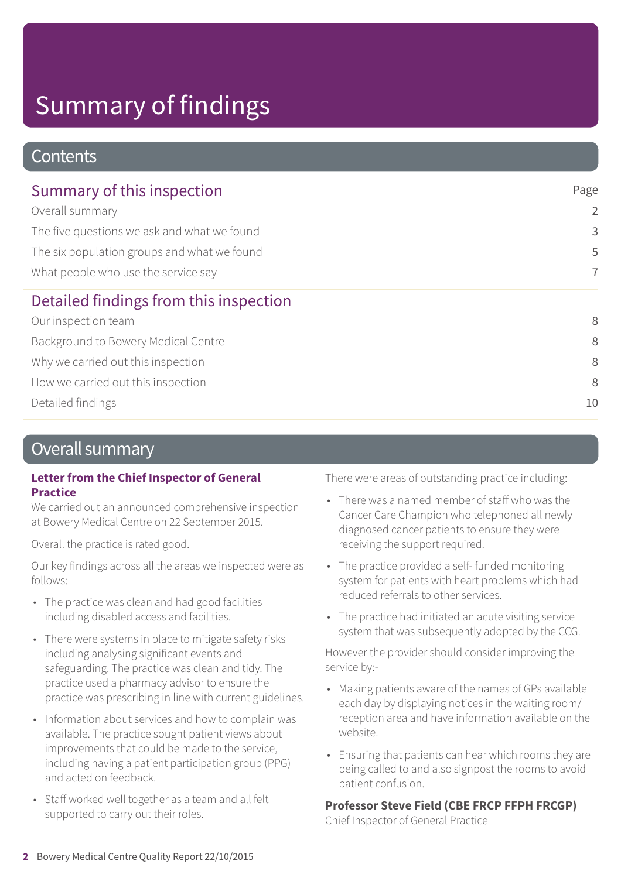# Summary of findings

## Contents

### Summary of this inspection

| | Page |
|---|---|
| Overall summary | 2 |
| The five questions we ask and what we found | 3 |
| The six population groups and what we found | 5 |
| What people who use the service say | 7 |

### Detailed findings from this inspection

| | |
|---|---|
| Our inspection team | 8 |
| Background to Bowery Medical Centre | 8 |
| Why we carried out this inspection | 8 |
| How we carried out this inspection | 8 |
| Detailed findings | 10 |

## Overall summary

**Letter from the Chief Inspector of General Practice**

We carried out an announced comprehensive inspection at Bowery Medical Centre on 22 September 2015.

Overall the practice is rated good.

Our key findings across all the areas we inspected were as follows:

- The practice was clean and had good facilities including disabled access and facilities.
- There were systems in place to mitigate safety risks including analysing significant events and safeguarding. The practice was clean and tidy. The practice used a pharmacy advisor to ensure the practice was prescribing in line with current guidelines.
- Information about services and how to complain was available. The practice sought patient views about improvements that could be made to the service, including having a patient participation group (PPG) and acted on feedback.
- Staff worked well together as a team and all felt supported to carry out their roles.

There were areas of outstanding practice including:

- There was a named member of staff who was the Cancer Care Champion who telephoned all newly diagnosed cancer patients to ensure they were receiving the support required.
- The practice provided a self- funded monitoring system for patients with heart problems which had reduced referrals to other services.
- The practice had initiated an acute visiting service system that was subsequently adopted by the CCG.

However the provider should consider improving the service by:-

- Making patients aware of the names of GPs available each day by displaying notices in the waiting room/ reception area and have information available on the website.
- Ensuring that patients can hear which rooms they are being called to and also signpost the rooms to avoid patient confusion.

**Professor Steve Field (CBE FRCP FFPH FRCGP)**
Chief Inspector of General Practice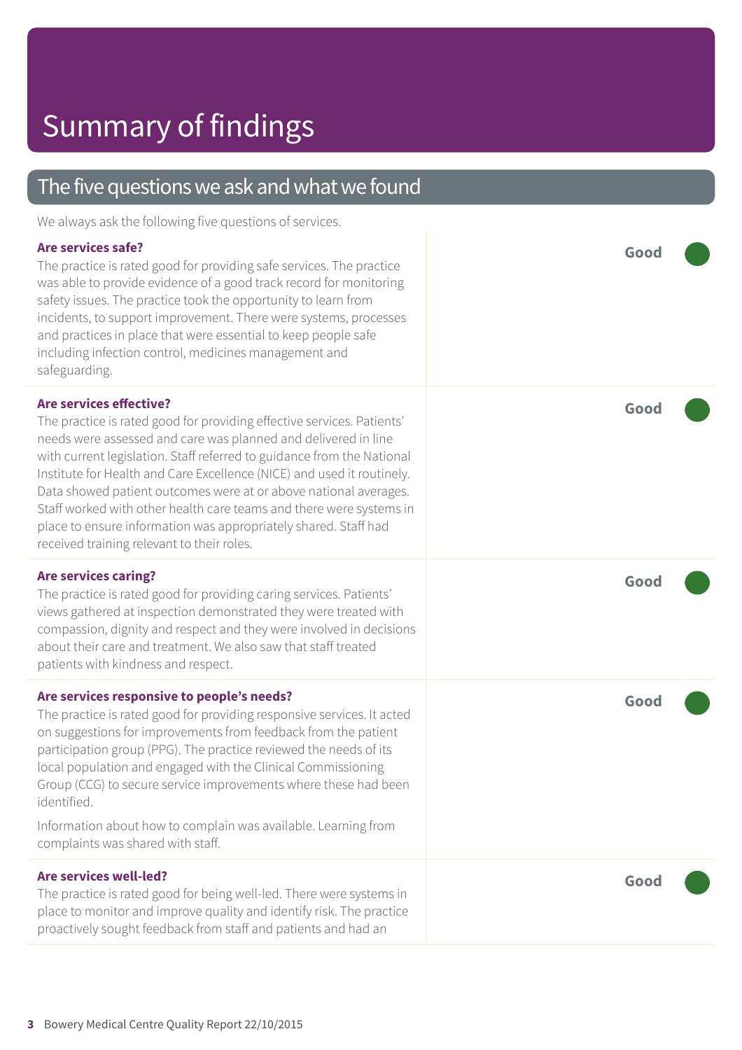# Summary of findings

## The five questions we ask and what we found

We always ask the following five questions of services.

### Are services safe?

**Good**

The practice is rated good for providing safe services. The practice was able to provide evidence of a good track record for monitoring safety issues. The practice took the opportunity to learn from incidents, to support improvement. There were systems, processes and practices in place that were essential to keep people safe including infection control, medicines management and safeguarding.

### Are services effective?

**Good**

The practice is rated good for providing effective services. Patients' needs were assessed and care was planned and delivered in line with current legislation. Staff referred to guidance from the National Institute for Health and Care Excellence (NICE) and used it routinely. Data showed patient outcomes were at or above national averages. Staff worked with other health care teams and there were systems in place to ensure information was appropriately shared. Staff had received training relevant to their roles.

### Are services caring?

**Good**

The practice is rated good for providing caring services. Patients' views gathered at inspection demonstrated they were treated with compassion, dignity and respect and they were involved in decisions about their care and treatment. We also saw that staff treated patients with kindness and respect.

### Are services responsive to people's needs?

**Good**

The practice is rated good for providing responsive services. It acted on suggestions for improvements from feedback from the patient participation group (PPG). The practice reviewed the needs of its local population and engaged with the Clinical Commissioning Group (CCG) to secure service improvements where these had been identified.

Information about how to complain was available. Learning from complaints was shared with staff.

### Are services well-led?

**Good**

The practice is rated good for being well-led. There were systems in place to monitor and improve quality and identify risk. The practice proactively sought feedback from staff and patients and had an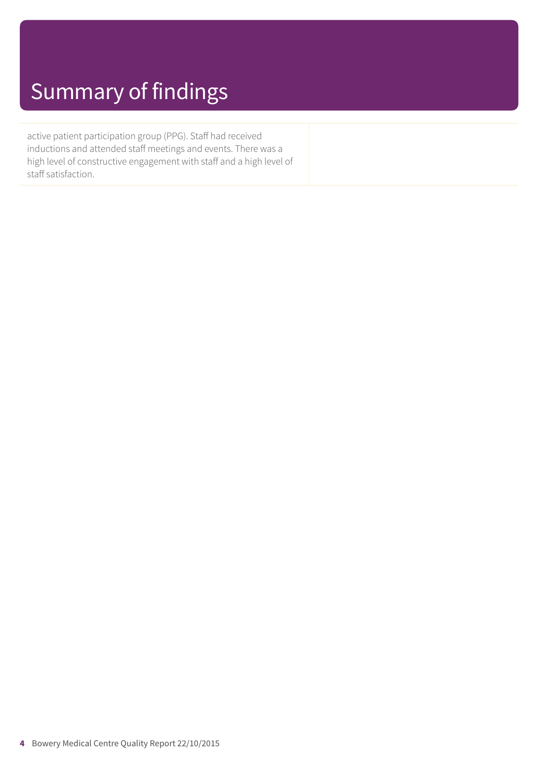# Summary of findings

active patient participation group (PPG). Staff had received inductions and attended staff meetings and events. There was a high level of constructive engagement with staff and a high level of staff satisfaction.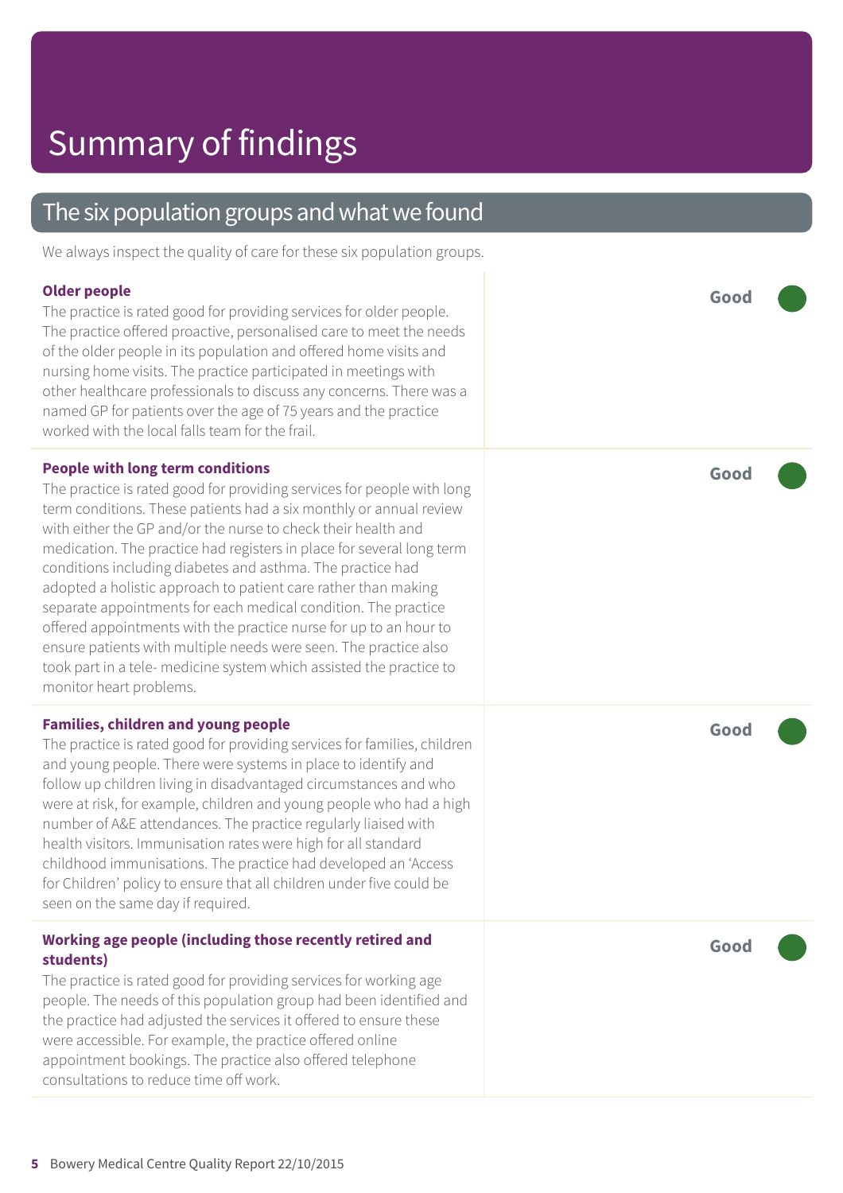# Summary of findings

## The six population groups and what we found

We always inspect the quality of care for these six population groups.

**Older people**

The practice is rated good for providing services for older people. The practice offered proactive, personalised care to meet the needs of the older people in its population and offered home visits and nursing home visits. The practice participated in meetings with other healthcare professionals to discuss any concerns. There was a named GP for patients over the age of 75 years and the practice worked with the local falls team for the frail.

**Good**

**People with long term conditions**

The practice is rated good for providing services for people with long term conditions. These patients had a six monthly or annual review with either the GP and/or the nurse to check their health and medication. The practice had registers in place for several long term conditions including diabetes and asthma. The practice had adopted a holistic approach to patient care rather than making separate appointments for each medical condition. The practice offered appointments with the practice nurse for up to an hour to ensure patients with multiple needs were seen. The practice also took part in a tele- medicine system which assisted the practice to monitor heart problems.

**Good**

**Families, children and young people**

The practice is rated good for providing services for families, children and young people. There were systems in place to identify and follow up children living in disadvantaged circumstances and who were at risk, for example, children and young people who had a high number of A&E attendances. The practice regularly liaised with health visitors. Immunisation rates were high for all standard childhood immunisations. The practice had developed an 'Access for Children' policy to ensure that all children under five could be seen on the same day if required.

**Good**

**Working age people (including those recently retired and students)**

The practice is rated good for providing services for working age people. The needs of this population group had been identified and the practice had adjusted the services it offered to ensure these were accessible. For example, the practice offered online appointment bookings. The practice also offered telephone consultations to reduce time off work.

**Good**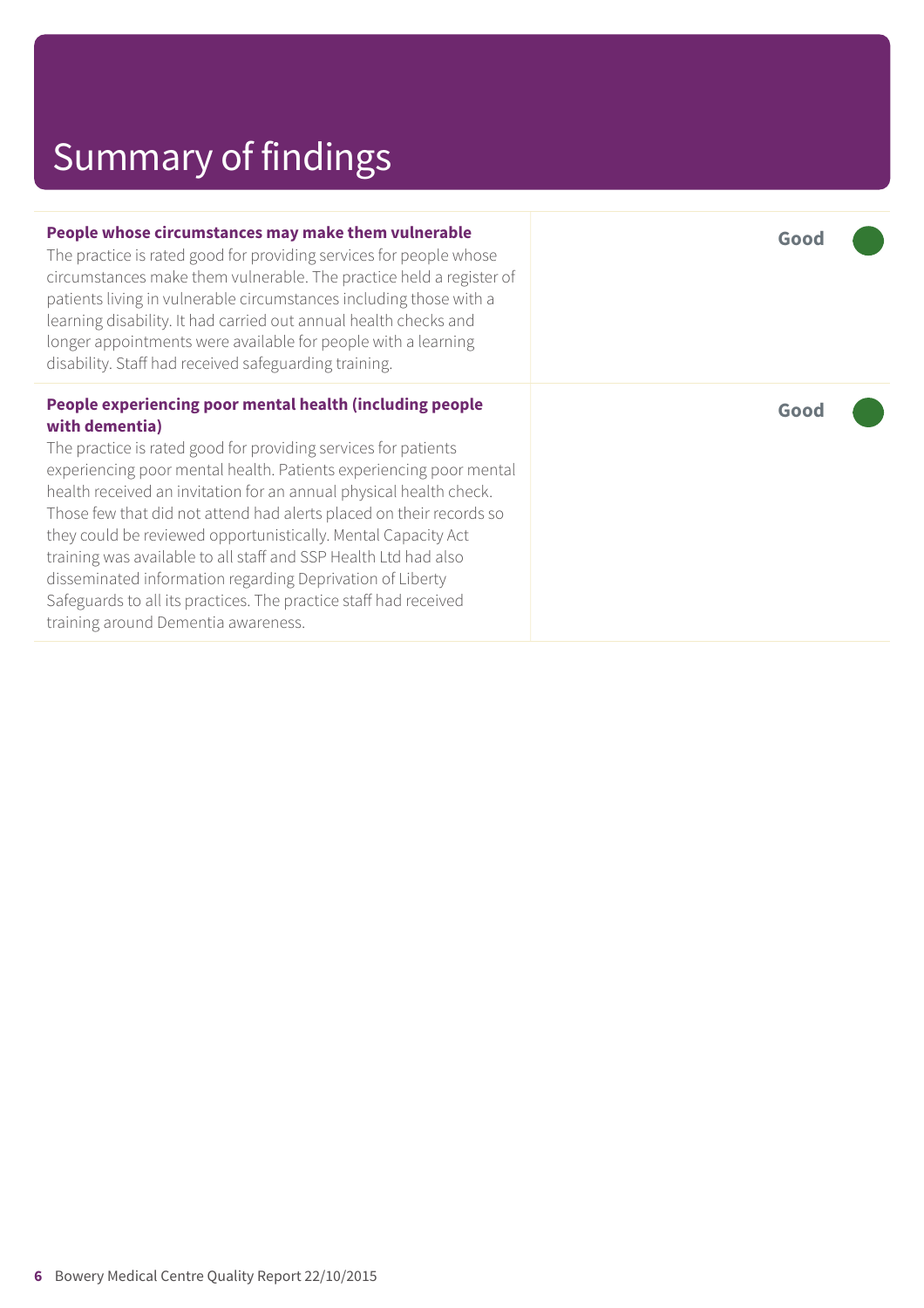# Summary of findings

| | |
|---|---|
| **People whose circumstances may make them vulnerable**<br>The practice is rated good for providing services for people whose circumstances make them vulnerable. The practice held a register of patients living in vulnerable circumstances including those with a learning disability. It had carried out annual health checks and longer appointments were available for people with a learning disability. Staff had received safeguarding training. | **Good** |
| **People experiencing poor mental health (including people with dementia)**<br>The practice is rated good for providing services for patients experiencing poor mental health. Patients experiencing poor mental health received an invitation for an annual physical health check. Those few that did not attend had alerts placed on their records so they could be reviewed opportunistically. Mental Capacity Act training was available to all staff and SSP Health Ltd had also disseminated information regarding Deprivation of Liberty Safeguards to all its practices. The practice staff had received training around Dementia awareness. | **Good** |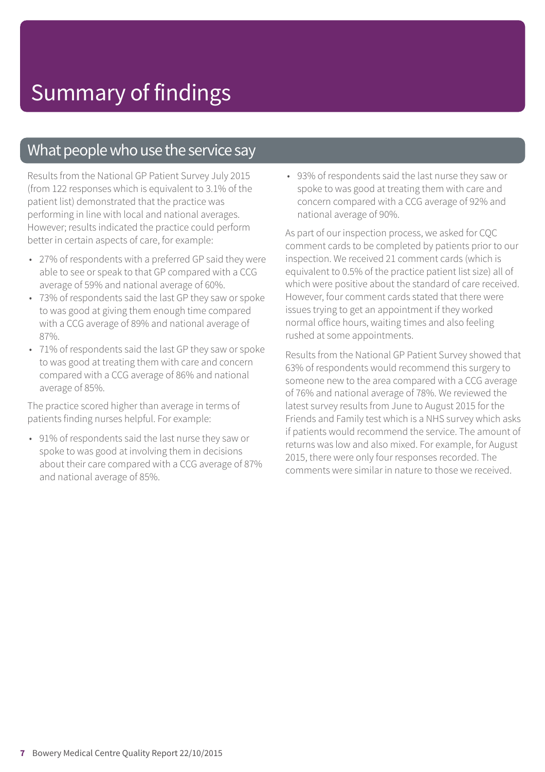# Summary of findings

## What people who use the service say

Results from the National GP Patient Survey July 2015 (from 122 responses which is equivalent to 3.1% of the patient list) demonstrated that the practice was performing in line with local and national averages. However; results indicated the practice could perform better in certain aspects of care, for example:

- 27% of respondents with a preferred GP said they were able to see or speak to that GP compared with a CCG average of 59% and national average of 60%.
- 73% of respondents said the last GP they saw or spoke to was good at giving them enough time compared with a CCG average of 89% and national average of 87%.
- 71% of respondents said the last GP they saw or spoke to was good at treating them with care and concern compared with a CCG average of 86% and national average of 85%.

The practice scored higher than average in terms of patients finding nurses helpful. For example:

- 91% of respondents said the last nurse they saw or spoke to was good at involving them in decisions about their care compared with a CCG average of 87% and national average of 85%.
- 93% of respondents said the last nurse they saw or spoke to was good at treating them with care and concern compared with a CCG average of 92% and national average of 90%.

As part of our inspection process, we asked for CQC comment cards to be completed by patients prior to our inspection. We received 21 comment cards (which is equivalent to 0.5% of the practice patient list size) all of which were positive about the standard of care received. However, four comment cards stated that there were issues trying to get an appointment if they worked normal office hours, waiting times and also feeling rushed at some appointments.

Results from the National GP Patient Survey showed that 63% of respondents would recommend this surgery to someone new to the area compared with a CCG average of 76% and national average of 78%. We reviewed the latest survey results from June to August 2015 for the Friends and Family test which is a NHS survey which asks if patients would recommend the service. The amount of returns was low and also mixed. For example, for August 2015, there were only four responses recorded. The comments were similar in nature to those we received.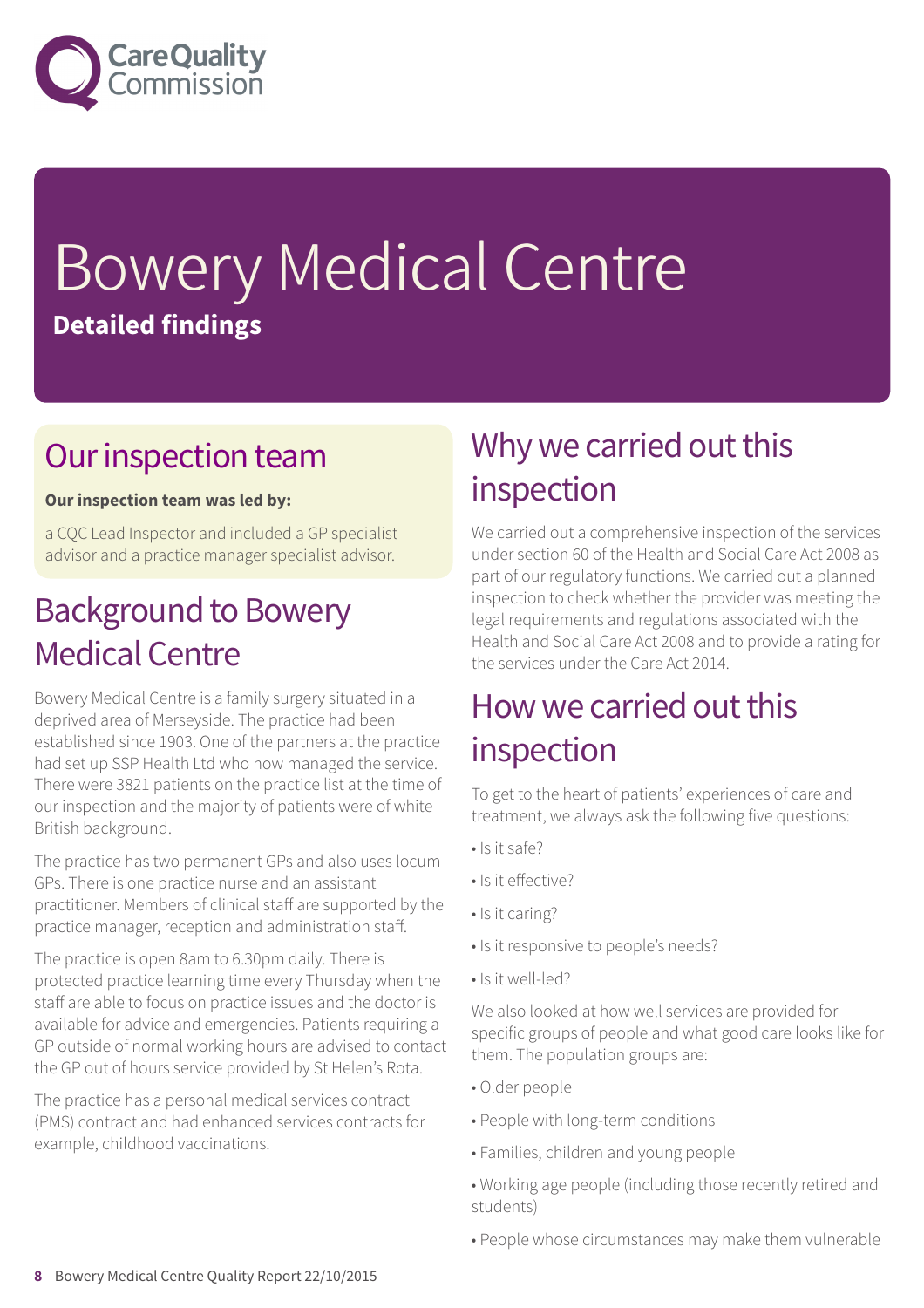# Bowery Medical Centre

**Detailed findings**

## Our inspection team

**Our inspection team was led by:**

a CQC Lead Inspector and included a GP specialist advisor and a practice manager specialist advisor.

## Background to Bowery Medical Centre

Bowery Medical Centre is a family surgery situated in a deprived area of Merseyside. The practice had been established since 1903. One of the partners at the practice had set up SSP Health Ltd who now managed the service. There were 3821 patients on the practice list at the time of our inspection and the majority of patients were of white British background.

The practice has two permanent GPs and also uses locum GPs. There is one practice nurse and an assistant practitioner. Members of clinical staff are supported by the practice manager, reception and administration staff.

The practice is open 8am to 6.30pm daily. There is protected practice learning time every Thursday when the staff are able to focus on practice issues and the doctor is available for advice and emergencies. Patients requiring a GP outside of normal working hours are advised to contact the GP out of hours service provided by St Helen's Rota.

The practice has a personal medical services contract (PMS) contract and had enhanced services contracts for example, childhood vaccinations.

## Why we carried out this inspection

We carried out a comprehensive inspection of the services under section 60 of the Health and Social Care Act 2008 as part of our regulatory functions. We carried out a planned inspection to check whether the provider was meeting the legal requirements and regulations associated with the Health and Social Care Act 2008 and to provide a rating for the services under the Care Act 2014.

## How we carried out this inspection

To get to the heart of patients' experiences of care and treatment, we always ask the following five questions:

- Is it safe?
- Is it effective?
- Is it caring?
- Is it responsive to people's needs?
- Is it well-led?

We also looked at how well services are provided for specific groups of people and what good care looks like for them. The population groups are:

- Older people
- People with long-term conditions
- Families, children and young people
- Working age people (including those recently retired and students)
- People whose circumstances may make them vulnerable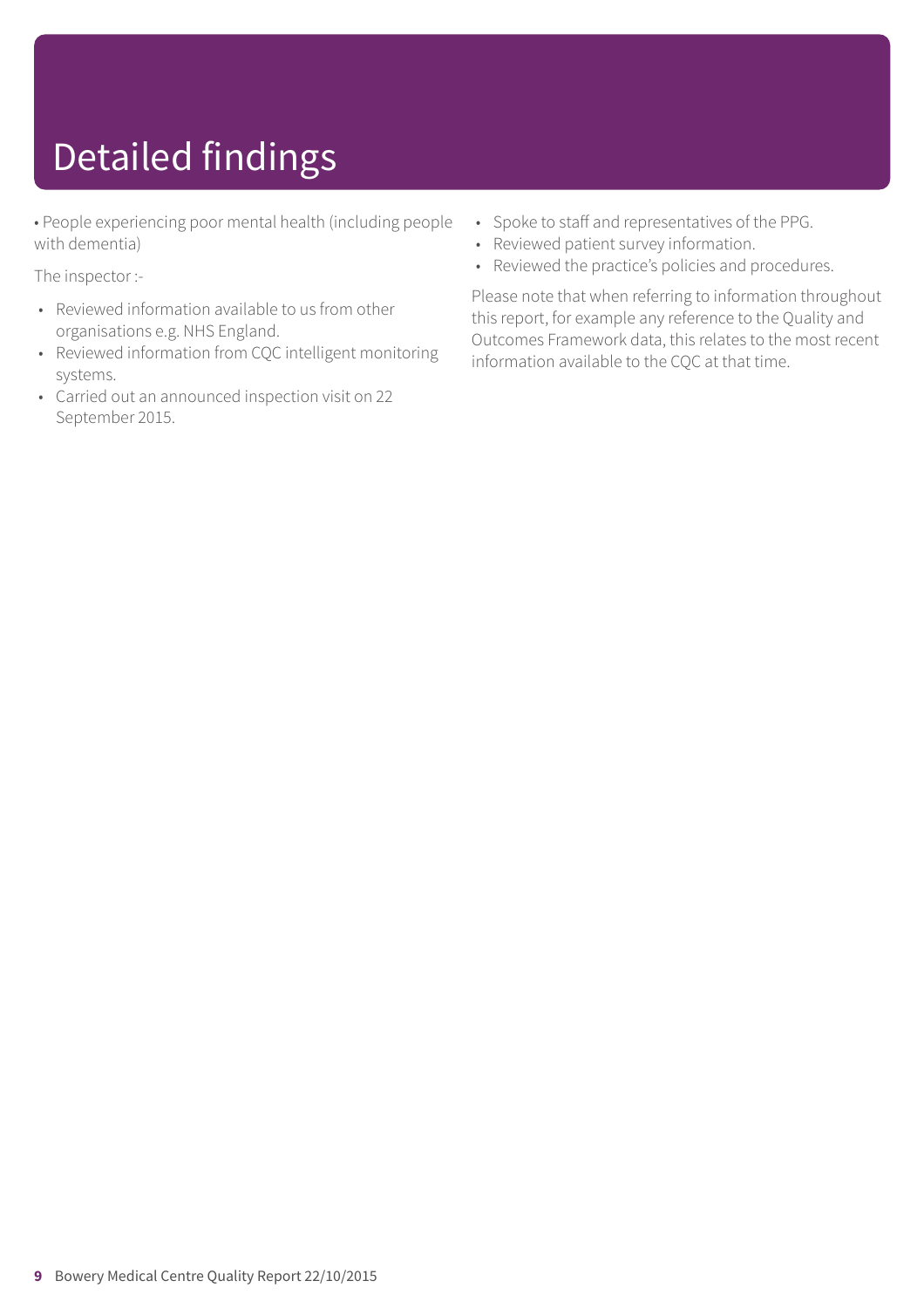# Detailed findings

- People experiencing poor mental health (including people with dementia)

The inspector :-

- Reviewed information available to us from other organisations e.g. NHS England.
- Reviewed information from CQC intelligent monitoring systems.
- Carried out an announced inspection visit on 22 September 2015.
- Spoke to staff and representatives of the PPG.
- Reviewed patient survey information.
- Reviewed the practice's policies and procedures.

Please note that when referring to information throughout this report, for example any reference to the Quality and Outcomes Framework data, this relates to the most recent information available to the CQC at that time.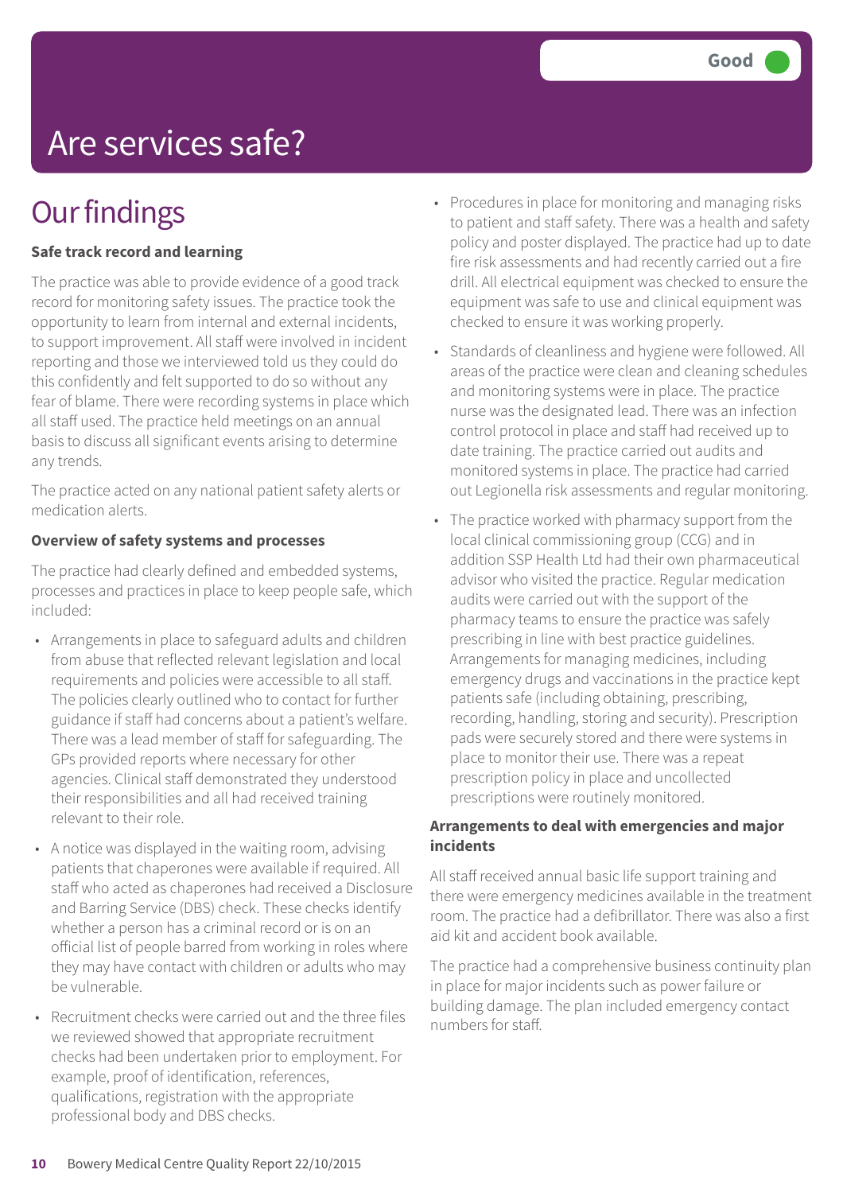# Are services safe?

**Good**

## Our findings

**Safe track record and learning**

The practice was able to provide evidence of a good track record for monitoring safety issues. The practice took the opportunity to learn from internal and external incidents, to support improvement. All staff were involved in incident reporting and those we interviewed told us they could do this confidently and felt supported to do so without any fear of blame. There were recording systems in place which all staff used. The practice held meetings on an annual basis to discuss all significant events arising to determine any trends.

The practice acted on any national patient safety alerts or medication alerts.

**Overview of safety systems and processes**

The practice had clearly defined and embedded systems, processes and practices in place to keep people safe, which included:

- Arrangements in place to safeguard adults and children from abuse that reflected relevant legislation and local requirements and policies were accessible to all staff. The policies clearly outlined who to contact for further guidance if staff had concerns about a patient's welfare. There was a lead member of staff for safeguarding. The GPs provided reports where necessary for other agencies. Clinical staff demonstrated they understood their responsibilities and all had received training relevant to their role.
- A notice was displayed in the waiting room, advising patients that chaperones were available if required. All staff who acted as chaperones had received a Disclosure and Barring Service (DBS) check. These checks identify whether a person has a criminal record or is on an official list of people barred from working in roles where they may have contact with children or adults who may be vulnerable.
- Recruitment checks were carried out and the three files we reviewed showed that appropriate recruitment checks had been undertaken prior to employment. For example, proof of identification, references, qualifications, registration with the appropriate professional body and DBS checks.
- Procedures in place for monitoring and managing risks to patient and staff safety. There was a health and safety policy and poster displayed. The practice had up to date fire risk assessments and had recently carried out a fire drill. All electrical equipment was checked to ensure the equipment was safe to use and clinical equipment was checked to ensure it was working properly.
- Standards of cleanliness and hygiene were followed. All areas of the practice were clean and cleaning schedules and monitoring systems were in place. The practice nurse was the designated lead. There was an infection control protocol in place and staff had received up to date training. The practice carried out audits and monitored systems in place. The practice had carried out Legionella risk assessments and regular monitoring.
- The practice worked with pharmacy support from the local clinical commissioning group (CCG) and in addition SSP Health Ltd had their own pharmaceutical advisor who visited the practice. Regular medication audits were carried out with the support of the pharmacy teams to ensure the practice was safely prescribing in line with best practice guidelines. Arrangements for managing medicines, including emergency drugs and vaccinations in the practice kept patients safe (including obtaining, prescribing, recording, handling, storing and security). Prescription pads were securely stored and there were systems in place to monitor their use. There was a repeat prescription policy in place and uncollected prescriptions were routinely monitored.

**Arrangements to deal with emergencies and major incidents**

All staff received annual basic life support training and there were emergency medicines available in the treatment room. The practice had a defibrillator. There was also a first aid kit and accident book available.

The practice had a comprehensive business continuity plan in place for major incidents such as power failure or building damage. The plan included emergency contact numbers for staff.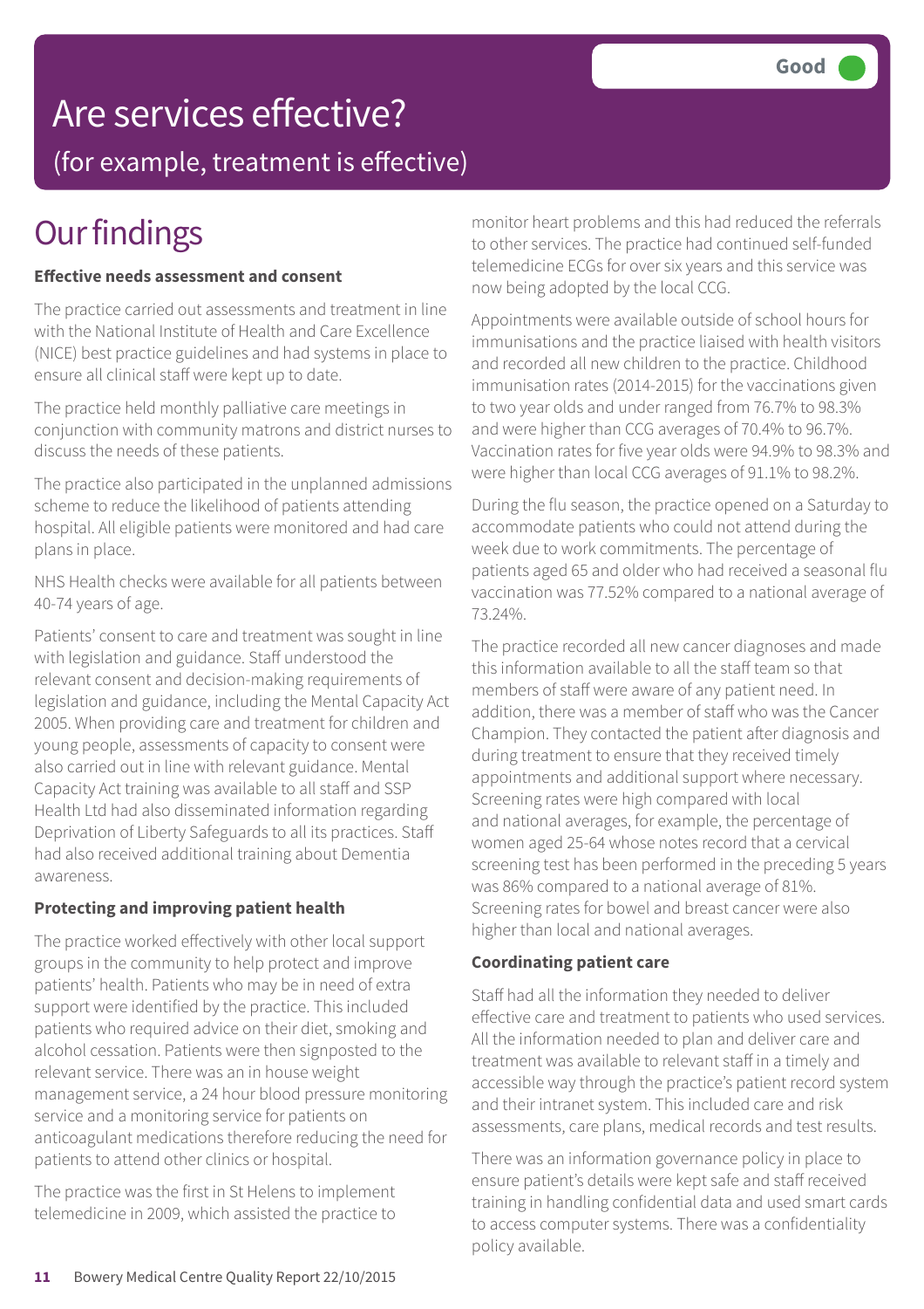Good

# Are services effective?

(for example, treatment is effective)

## Our findings

**Effective needs assessment and consent**

The practice carried out assessments and treatment in line with the National Institute of Health and Care Excellence (NICE) best practice guidelines and had systems in place to ensure all clinical staff were kept up to date.

The practice held monthly palliative care meetings in conjunction with community matrons and district nurses to discuss the needs of these patients.

The practice also participated in the unplanned admissions scheme to reduce the likelihood of patients attending hospital. All eligible patients were monitored and had care plans in place.

NHS Health checks were available for all patients between 40-74 years of age.

Patients' consent to care and treatment was sought in line with legislation and guidance. Staff understood the relevant consent and decision-making requirements of legislation and guidance, including the Mental Capacity Act 2005. When providing care and treatment for children and young people, assessments of capacity to consent were also carried out in line with relevant guidance. Mental Capacity Act training was available to all staff and SSP Health Ltd had also disseminated information regarding Deprivation of Liberty Safeguards to all its practices. Staff had also received additional training about Dementia awareness.

**Protecting and improving patient health**

The practice worked effectively with other local support groups in the community to help protect and improve patients' health. Patients who may be in need of extra support were identified by the practice. This included patients who required advice on their diet, smoking and alcohol cessation. Patients were then signposted to the relevant service. There was an in house weight management service, a 24 hour blood pressure monitoring service and a monitoring service for patients on anticoagulant medications therefore reducing the need for patients to attend other clinics or hospital.

The practice was the first in St Helens to implement telemedicine in 2009, which assisted the practice to monitor heart problems and this had reduced the referrals to other services. The practice had continued self-funded telemedicine ECGs for over six years and this service was now being adopted by the local CCG.

Appointments were available outside of school hours for immunisations and the practice liaised with health visitors and recorded all new children to the practice. Childhood immunisation rates (2014-2015) for the vaccinations given to two year olds and under ranged from 76.7% to 98.3% and were higher than CCG averages of 70.4% to 96.7%. Vaccination rates for five year olds were 94.9% to 98.3% and were higher than local CCG averages of 91.1% to 98.2%.

During the flu season, the practice opened on a Saturday to accommodate patients who could not attend during the week due to work commitments. The percentage of patients aged 65 and older who had received a seasonal flu vaccination was 77.52% compared to a national average of 73.24%.

The practice recorded all new cancer diagnoses and made this information available to all the staff team so that members of staff were aware of any patient need. In addition, there was a member of staff who was the Cancer Champion. They contacted the patient after diagnosis and during treatment to ensure that they received timely appointments and additional support where necessary. Screening rates were high compared with local and national averages, for example, the percentage of women aged 25-64 whose notes record that a cervical screening test has been performed in the preceding 5 years was 86% compared to a national average of 81%. Screening rates for bowel and breast cancer were also higher than local and national averages.

**Coordinating patient care**

Staff had all the information they needed to deliver effective care and treatment to patients who used services. All the information needed to plan and deliver care and treatment was available to relevant staff in a timely and accessible way through the practice's patient record system and their intranet system. This included care and risk assessments, care plans, medical records and test results.

There was an information governance policy in place to ensure patient's details were kept safe and staff received training in handling confidential data and used smart cards to access computer systems. There was a confidentiality policy available.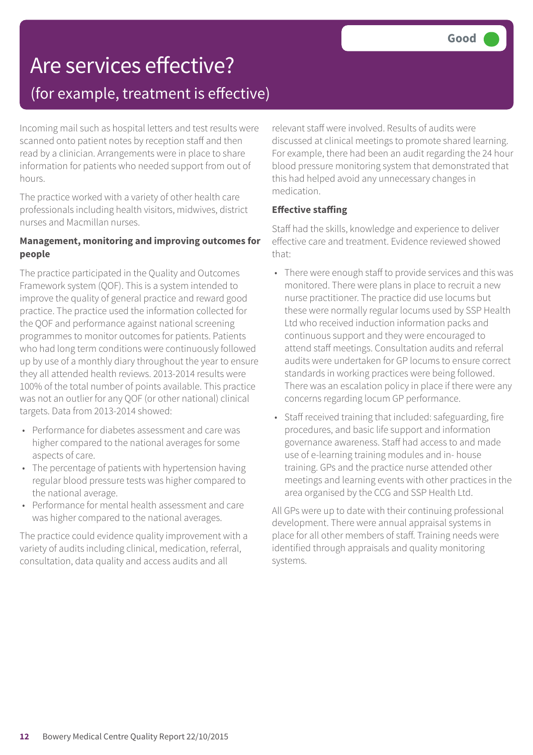# Are services effective?

## (for example, treatment is effective)

**Good**

Incoming mail such as hospital letters and test results were scanned onto patient notes by reception staff and then read by a clinician. Arrangements were in place to share information for patients who needed support from out of hours.

The practice worked with a variety of other health care professionals including health visitors, midwives, district nurses and Macmillan nurses.

**Management, monitoring and improving outcomes for people**

The practice participated in the Quality and Outcomes Framework system (QOF). This is a system intended to improve the quality of general practice and reward good practice. The practice used the information collected for the QOF and performance against national screening programmes to monitor outcomes for patients. Patients who had long term conditions were continuously followed up by use of a monthly diary throughout the year to ensure they all attended health reviews. 2013-2014 results were 100% of the total number of points available. This practice was not an outlier for any QOF (or other national) clinical targets. Data from 2013-2014 showed:

- Performance for diabetes assessment and care was higher compared to the national averages for some aspects of care.
- The percentage of patients with hypertension having regular blood pressure tests was higher compared to the national average.
- Performance for mental health assessment and care was higher compared to the national averages.

The practice could evidence quality improvement with a variety of audits including clinical, medication, referral, consultation, data quality and access audits and all relevant staff were involved. Results of audits were discussed at clinical meetings to promote shared learning. For example, there had been an audit regarding the 24 hour blood pressure monitoring system that demonstrated that this had helped avoid any unnecessary changes in medication.

**Effective staffing**

Staff had the skills, knowledge and experience to deliver effective care and treatment. Evidence reviewed showed that:

- There were enough staff to provide services and this was monitored. There were plans in place to recruit a new nurse practitioner. The practice did use locums but these were normally regular locums used by SSP Health Ltd who received induction information packs and continuous support and they were encouraged to attend staff meetings. Consultation audits and referral audits were undertaken for GP locums to ensure correct standards in working practices were being followed. There was an escalation policy in place if there were any concerns regarding locum GP performance.
- Staff received training that included: safeguarding, fire procedures, and basic life support and information governance awareness. Staff had access to and made use of e-learning training modules and in- house training. GPs and the practice nurse attended other meetings and learning events with other practices in the area organised by the CCG and SSP Health Ltd.

All GPs were up to date with their continuing professional development. There were annual appraisal systems in place for all other members of staff. Training needs were identified through appraisals and quality monitoring systems.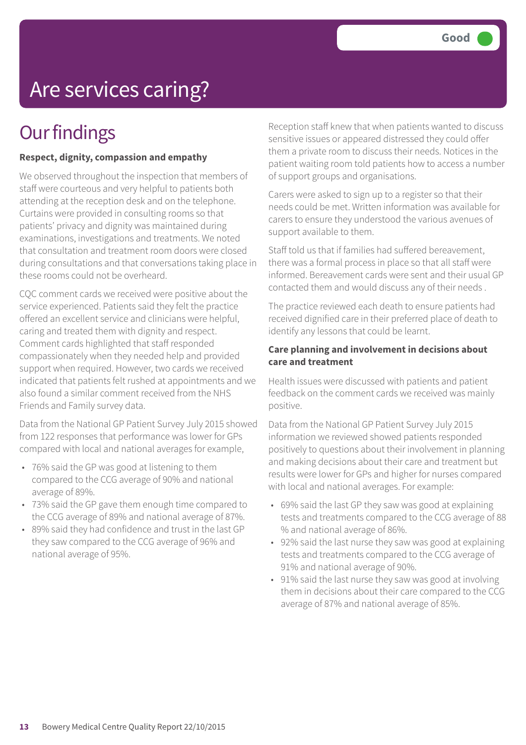# Are services caring?

Good

## Our findings

**Respect, dignity, compassion and empathy**

We observed throughout the inspection that members of staff were courteous and very helpful to patients both attending at the reception desk and on the telephone. Curtains were provided in consulting rooms so that patients' privacy and dignity was maintained during examinations, investigations and treatments. We noted that consultation and treatment room doors were closed during consultations and that conversations taking place in these rooms could not be overheard.

CQC comment cards we received were positive about the service experienced. Patients said they felt the practice offered an excellent service and clinicians were helpful, caring and treated them with dignity and respect. Comment cards highlighted that staff responded compassionately when they needed help and provided support when required. However, two cards we received indicated that patients felt rushed at appointments and we also found a similar comment received from the NHS Friends and Family survey data.

Data from the National GP Patient Survey July 2015 showed from 122 responses that performance was lower for GPs compared with local and national averages for example,

- 76% said the GP was good at listening to them compared to the CCG average of 90% and national average of 89%.
- 73% said the GP gave them enough time compared to the CCG average of 89% and national average of 87%.
- 89% said they had confidence and trust in the last GP they saw compared to the CCG average of 96% and national average of 95%.

Reception staff knew that when patients wanted to discuss sensitive issues or appeared distressed they could offer them a private room to discuss their needs. Notices in the patient waiting room told patients how to access a number of support groups and organisations.

Carers were asked to sign up to a register so that their needs could be met. Written information was available for carers to ensure they understood the various avenues of support available to them.

Staff told us that if families had suffered bereavement, there was a formal process in place so that all staff were informed. Bereavement cards were sent and their usual GP contacted them and would discuss any of their needs .

The practice reviewed each death to ensure patients had received dignified care in their preferred place of death to identify any lessons that could be learnt.

**Care planning and involvement in decisions about care and treatment**

Health issues were discussed with patients and patient feedback on the comment cards we received was mainly positive.

Data from the National GP Patient Survey July 2015 information we reviewed showed patients responded positively to questions about their involvement in planning and making decisions about their care and treatment but results were lower for GPs and higher for nurses compared with local and national averages. For example:

- 69% said the last GP they saw was good at explaining tests and treatments compared to the CCG average of 88 % and national average of 86%.
- 92% said the last nurse they saw was good at explaining tests and treatments compared to the CCG average of 91% and national average of 90%.
- 91% said the last nurse they saw was good at involving them in decisions about their care compared to the CCG average of 87% and national average of 85%.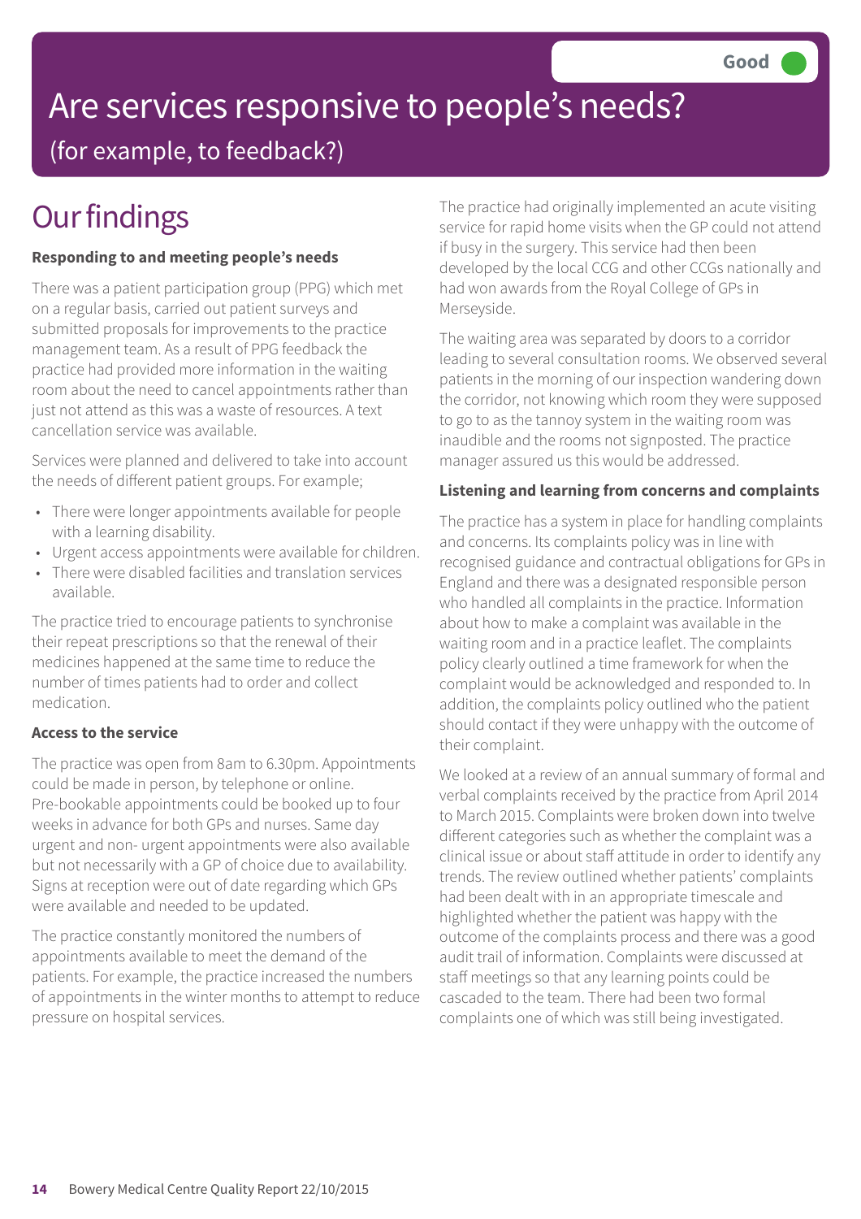Good

# Are services responsive to people's needs?

(for example, to feedback?)

## Our findings

**Responding to and meeting people's needs**

There was a patient participation group (PPG) which met on a regular basis, carried out patient surveys and submitted proposals for improvements to the practice management team. As a result of PPG feedback the practice had provided more information in the waiting room about the need to cancel appointments rather than just not attend as this was a waste of resources. A text cancellation service was available.

Services were planned and delivered to take into account the needs of different patient groups. For example;

- There were longer appointments available for people with a learning disability.
- Urgent access appointments were available for children.
- There were disabled facilities and translation services available.

The practice tried to encourage patients to synchronise their repeat prescriptions so that the renewal of their medicines happened at the same time to reduce the number of times patients had to order and collect medication.

**Access to the service**

The practice was open from 8am to 6.30pm. Appointments could be made in person, by telephone or online. Pre-bookable appointments could be booked up to four weeks in advance for both GPs and nurses. Same day urgent and non- urgent appointments were also available but not necessarily with a GP of choice due to availability. Signs at reception were out of date regarding which GPs were available and needed to be updated.

The practice constantly monitored the numbers of appointments available to meet the demand of the patients. For example, the practice increased the numbers of appointments in the winter months to attempt to reduce pressure on hospital services.

The practice had originally implemented an acute visiting service for rapid home visits when the GP could not attend if busy in the surgery. This service had then been developed by the local CCG and other CCGs nationally and had won awards from the Royal College of GPs in Merseyside.

The waiting area was separated by doors to a corridor leading to several consultation rooms. We observed several patients in the morning of our inspection wandering down the corridor, not knowing which room they were supposed to go to as the tannoy system in the waiting room was inaudible and the rooms not signposted. The practice manager assured us this would be addressed.

**Listening and learning from concerns and complaints**

The practice has a system in place for handling complaints and concerns. Its complaints policy was in line with recognised guidance and contractual obligations for GPs in England and there was a designated responsible person who handled all complaints in the practice. Information about how to make a complaint was available in the waiting room and in a practice leaflet. The complaints policy clearly outlined a time framework for when the complaint would be acknowledged and responded to. In addition, the complaints policy outlined who the patient should contact if they were unhappy with the outcome of their complaint.

We looked at a review of an annual summary of formal and verbal complaints received by the practice from April 2014 to March 2015. Complaints were broken down into twelve different categories such as whether the complaint was a clinical issue or about staff attitude in order to identify any trends. The review outlined whether patients' complaints had been dealt with in an appropriate timescale and highlighted whether the patient was happy with the outcome of the complaints process and there was a good audit trail of information. Complaints were discussed at staff meetings so that any learning points could be cascaded to the team. There had been two formal complaints one of which was still being investigated.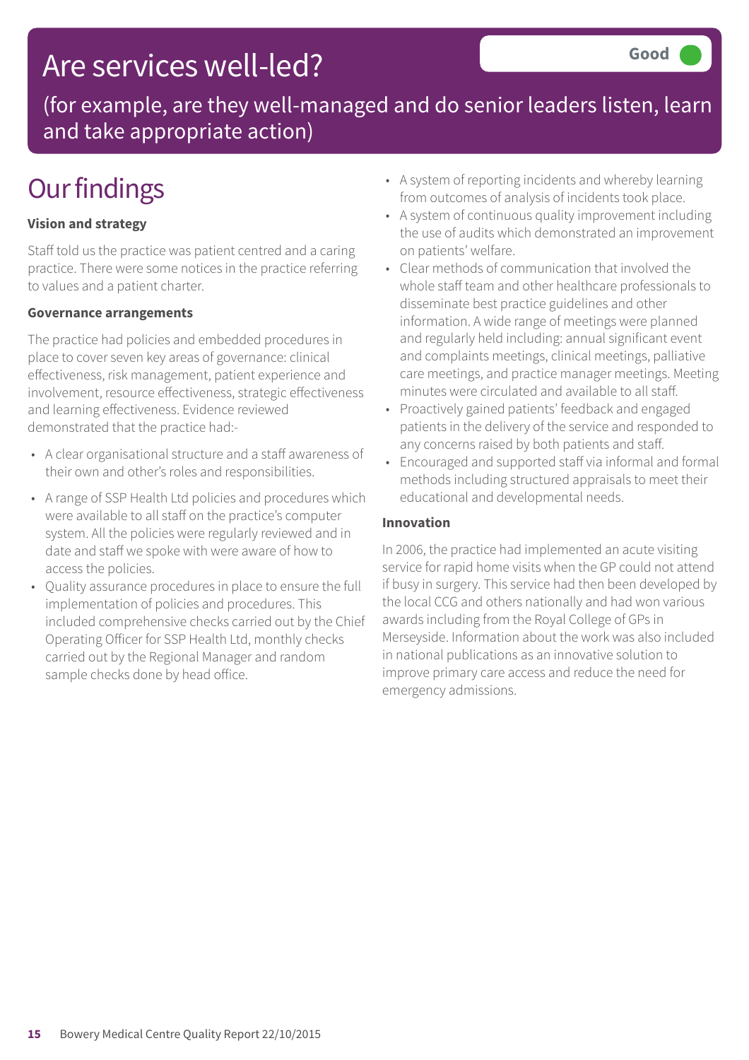# Are services well-led?

Good

(for example, are they well-managed and do senior leaders listen, learn and take appropriate action)

## Our findings

**Vision and strategy**

Staff told us the practice was patient centred and a caring practice. There were some notices in the practice referring to values and a patient charter.

**Governance arrangements**

The practice had policies and embedded procedures in place to cover seven key areas of governance: clinical effectiveness, risk management, patient experience and involvement, resource effectiveness, strategic effectiveness and learning effectiveness. Evidence reviewed demonstrated that the practice had:-

- A clear organisational structure and a staff awareness of their own and other's roles and responsibilities.
- A range of SSP Health Ltd policies and procedures which were available to all staff on the practice's computer system. All the policies were regularly reviewed and in date and staff we spoke with were aware of how to access the policies.
- Quality assurance procedures in place to ensure the full implementation of policies and procedures. This included comprehensive checks carried out by the Chief Operating Officer for SSP Health Ltd, monthly checks carried out by the Regional Manager and random sample checks done by head office.
- A system of reporting incidents and whereby learning from outcomes of analysis of incidents took place.
- A system of continuous quality improvement including the use of audits which demonstrated an improvement on patients' welfare.
- Clear methods of communication that involved the whole staff team and other healthcare professionals to disseminate best practice guidelines and other information. A wide range of meetings were planned and regularly held including: annual significant event and complaints meetings, clinical meetings, palliative care meetings, and practice manager meetings. Meeting minutes were circulated and available to all staff.
- Proactively gained patients' feedback and engaged patients in the delivery of the service and responded to any concerns raised by both patients and staff.
- Encouraged and supported staff via informal and formal methods including structured appraisals to meet their educational and developmental needs.

**Innovation**

In 2006, the practice had implemented an acute visiting service for rapid home visits when the GP could not attend if busy in surgery. This service had then been developed by the local CCG and others nationally and had won various awards including from the Royal College of GPs in Merseyside. Information about the work was also included in national publications as an innovative solution to improve primary care access and reduce the need for emergency admissions.